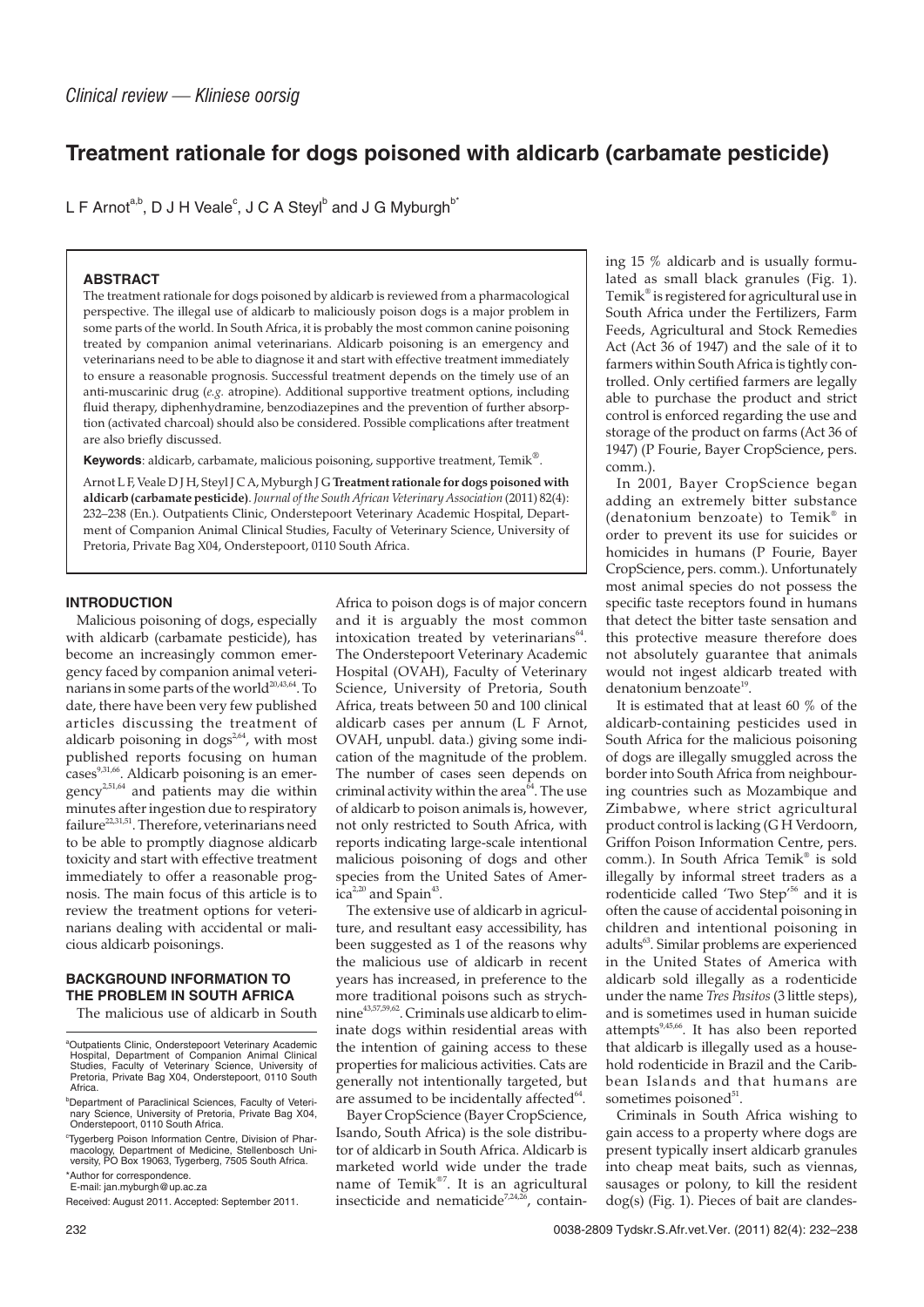*Clinical review — Kliniese oorsig*

# Treatment rationale for dogs poisoned with aldicarb (carbamate pesticide)

L F Arnot[a,b], D J H Veale[c], J C A Steyl[b] and J G Myburgh[b*]

### ABSTRACT

The treatment rationale for dogs poisoned by aldicarb is reviewed from a pharmacological perspective. The illegal use of aldicarb to maliciously poison dogs is a major problem in some parts of the world. In South Africa, it is probably the most common canine poisoning treated by companion animal veterinarians. Aldicarb poisoning is an emergency and veterinarians need to be able to diagnose it and start with effective treatment immediately to ensure a reasonable prognosis. Successful treatment depends on the timely use of an anti-muscarinic drug (*e.g.* atropine). Additional supportive treatment options, including fluid therapy, diphenhydramine, benzodiazepines and the prevention of further absorption (activated charcoal) should also be considered. Possible complications after treatment are also briefly discussed.

**Keywords**: aldicarb, carbamate, malicious poisoning, supportive treatment, Temik®.

Arnot L F, Veale D J H, Steyl J C A, Myburgh J G **Treatment rationale for dogs poisoned with aldicarb (carbamate pesticide)**. *Journal of the South African Veterinary Association* (2011) 82(4): 232–238 (En.). Outpatients Clinic, Onderstepoort Veterinary Academic Hospital, Department of Companion Animal Clinical Studies, Faculty of Veterinary Science, University of Pretoria, Private Bag X04, Onderstepoort, 0110 South Africa.

## INTRODUCTION

Malicious poisoning of dogs, especially with aldicarb (carbamate pesticide), has become an increasingly common emergency faced by companion animal veterinarians in some parts of the world[20,43,64]. To date, there have been very few published articles discussing the treatment of aldicarb poisoning in dogs[2,64], with most published reports focusing on human cases[9,31,66]. Aldicarb poisoning is an emergency[2,51,64] and patients may die within minutes after ingestion due to respiratory failure[22,31,51]. Therefore, veterinarians need to be able to promptly diagnose aldicarb toxicity and start with effective treatment immediately to offer a reasonable prognosis. The main focus of this article is to review the treatment options for veterinarians dealing with accidental or malicious aldicarb poisonings.

## BACKGROUND INFORMATION TO THE PROBLEM IN SOUTH AFRICA

The malicious use of aldicarb in South Africa to poison dogs is of major concern and it is arguably the most common intoxication treated by veterinarians[64]. The Onderstepoort Veterinary Academic Hospital (OVAH), Faculty of Veterinary Science, University of Pretoria, South Africa, treats between 50 and 100 clinical aldicarb cases per annum (L F Arnot, OVAH, unpubl. data.) giving some indication of the magnitude of the problem. The number of cases seen depends on criminal activity within the area[64]. The use of aldicarb to poison animals is, however, not only restricted to South Africa, with reports indicating large-scale intentional malicious poisoning of dogs and other species from the United Sates of America[2,20] and Spain[43].

The extensive use of aldicarb in agriculture, and resultant easy accessibility, has been suggested as 1 of the reasons why the malicious use of aldicarb in recent years has increased, in preference to the more traditional poisons such as strychnine[43,57,59,62]. Criminals use aldicarb to eliminate dogs within residential areas with the intention of gaining access to these properties for malicious activities. Cats are generally not intentionally targeted, but are assumed to be incidentally affected[64].

Bayer CropScience (Bayer CropScience, Isando, South Africa) is the sole distributor of aldicarb in South Africa. Aldicarb is marketed world wide under the trade name of Temik®[7]. It is an agricultural insecticide and nematicide[7,24,26], containing 15 % aldicarb and is usually formulated as small black granules (Fig. 1). Temik® is registered for agricultural use in South Africa under the Fertilizers, Farm Feeds, Agricultural and Stock Remedies Act (Act 36 of 1947) and the sale of it to farmers within South Africa is tightly controlled. Only certified farmers are legally able to purchase the product and strict control is enforced regarding the use and storage of the product on farms (Act 36 of 1947) (P Fourie, Bayer CropScience, pers. comm.).

In 2001, Bayer CropScience began adding an extremely bitter substance (denatonium benzoate) to Temik® in order to prevent its use for suicides or homicides in humans (P Fourie, Bayer CropScience, pers. comm.). Unfortunately most animal species do not possess the specific taste receptors found in humans that detect the bitter taste sensation and this protective measure therefore does not absolutely guarantee that animals would not ingest aldicarb treated with denatonium benzoate[19].

It is estimated that at least 60 % of the aldicarb-containing pesticides used in South Africa for the malicious poisoning of dogs are illegally smuggled across the border into South Africa from neighbouring countries such as Mozambique and Zimbabwe, where strict agricultural product control is lacking (G H Verdoorn, Griffon Poison Information Centre, pers. comm.). In South Africa Temik® is sold illegally by informal street traders as a rodenticide called 'Two Step'[56] and it is often the cause of accidental poisoning in children and intentional poisoning in adults[63]. Similar problems are experienced in the United States of America with aldicarb sold illegally as a rodenticide under the name *Tres Pasitos* (3 little steps), and is sometimes used in human suicide attempts[9,45,66]. It has also been reported that aldicarb is illegally used as a household rodenticide in Brazil and the Caribbean Islands and that humans are sometimes poisoned[51].

Criminals in South Africa wishing to gain access to a property where dogs are present typically insert aldicarb granules into cheap meat baits, such as viennas, sausages or polony, to kill the resident dog(s) (Fig. 1). Pieces of bait are clandes-

---

[a]Outpatients Clinic, Onderstepoort Veterinary Academic Hospital, Department of Companion Animal Clinical Studies, Faculty of Veterinary Science, University of Pretoria, Private Bag X04, Onderstepoort, 0110 South Africa.

[b]Department of Paraclinical Sciences, Faculty of Veterinary Science, University of Pretoria, Private Bag X04, Onderstepoort, 0110 South Africa.

[c]Tygerberg Poison Information Centre, Division of Pharmacology, Department of Medicine, Stellenbosch University, PO Box 19063, Tygerberg, 7505 South Africa.

*Author for correspondence.
E-mail: jan.myburgh@up.ac.za

Received: August 2011. Accepted: September 2011.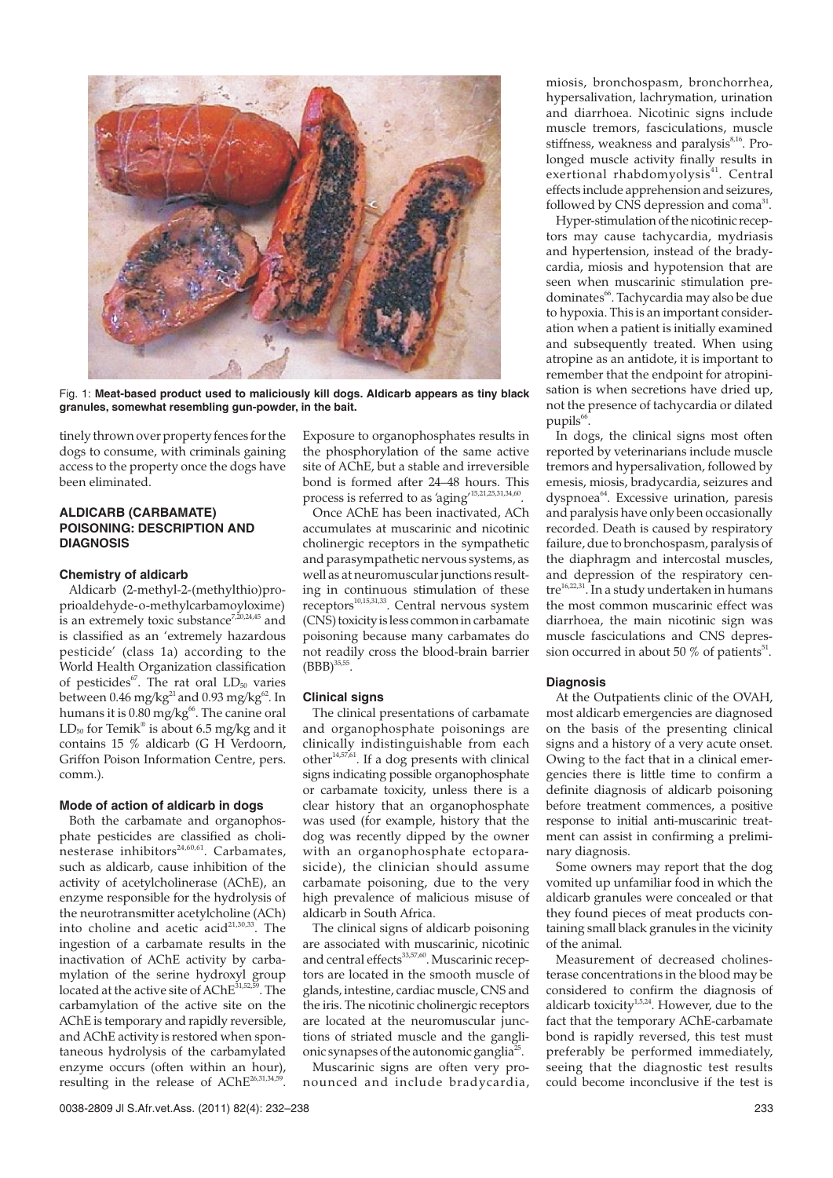Fig. 1: **Meat-based product used to maliciously kill dogs. Aldicarb appears as tiny black granules, somewhat resembling gun-powder, in the bait.**

tinely thrown over property fences for the dogs to consume, with criminals gaining access to the property once the dogs have been eliminated.

## ALDICARB (CARBAMATE) POISONING: DESCRIPTION AND DIAGNOSIS

### Chemistry of aldicarb

Aldicarb (2-methyl-2-(methylthio)proprioaldehyde-o-methylcarbamoyloxime) is an extremely toxic substance[7,20,24,45] and is classified as an 'extremely hazardous pesticide' (class 1a) according to the World Health Organization classification of pesticides[67]. The rat oral $LD_{50}$ varies between 0.46 mg/kg[21] and 0.93 mg/kg[62]. In humans it is 0.80 mg/kg[66]. The canine oral $LD_{50}$ for Temik® is about 6.5 mg/kg and it contains 15 % aldicarb (G H Verdoorn, Griffon Poison Information Centre, pers. comm.).

### Mode of action of aldicarb in dogs

Both the carbamate and organophosphate pesticides are classified as cholinesterase inhibitors[24,60,61]. Carbamates, such as aldicarb, cause inhibition of the activity of acetylcholinerase (AChE), an enzyme responsible for the hydrolysis of the neurotransmitter acetylcholine (ACh) into choline and acetic acid[21,30,33]. The ingestion of a carbamate results in the inactivation of AChE activity by carbamylation of the serine hydroxyl group located at the active site of AChE[31,52,59]. The carbamylation of the active site on the AChE is temporary and rapidly reversible, and AChE activity is restored when spontaneous hydrolysis of the carbamylated enzyme occurs (often within an hour), resulting in the release of AChE[26,31,34,59]. Exposure to organophosphates results in the phosphorylation of the same active site of AChE, but a stable and irreversible bond is formed after 24–48 hours. This process is referred to as 'aging'[15,21,25,31,34,60].

Once AChE has been inactivated, ACh accumulates at muscarinic and nicotinic cholinergic receptors in the sympathetic and parasympathetic nervous systems, as well as at neuromuscular junctions resulting in continuous stimulation of these receptors[10,15,31,33]. Central nervous system (CNS) toxicity is less common in carbamate poisoning because many carbamates do not readily cross the blood-brain barrier (BBB)[35,55].

### Clinical signs

The clinical presentations of carbamate and organophosphate poisonings are clinically indistinguishable from each other[14,57,61]. If a dog presents with clinical signs indicating possible organophosphate or carbamate toxicity, unless there is a clear history that an organophosphate was used (for example, history that the dog was recently dipped by the owner with an organophosphate ectoparasiticide), the clinician should assume carbamate poisoning, due to the very high prevalence of malicious misuse of aldicarb in South Africa.

The clinical signs of aldicarb poisoning are associated with muscarinic, nicotinic and central effects[33,57,60]. Muscarinic receptors are located in the smooth muscle of glands, intestine, cardiac muscle, CNS and the iris. The nicotinic cholinergic receptors are located at the neuromuscular junctions of striated muscle and the ganglionic synapses of the autonomic ganglia[25].

Muscarinic signs are often very pronounced and include bradycardia, miosis, bronchospasm, bronchorrhea, hypersalivation, lachrymation, urination and diarrhoea. Nicotinic signs include muscle tremors, fasciculations, muscle stiffness, weakness and paralysis[8,16]. Prolonged muscle activity finally results in exertional rhabdomyolysis[41]. Central effects include apprehension and seizures, followed by CNS depression and coma[31].

Hyper-stimulation of the nicotinic receptors may cause tachycardia, mydriasis and hypertension, instead of the bradycardia, miosis and hypotension that are seen when muscarinic stimulation predominates[66]. Tachycardia may also be due to hypoxia. This is an important consideration when a patient is initially examined and subsequently treated. When using atropine as an antidote, it is important to remember that the endpoint for atropinisation is when secretions have dried up, not the presence of tachycardia or dilated pupils[66].

In dogs, the clinical signs most often reported by veterinarians include muscle tremors and hypersalivation, followed by emesis, miosis, bradycardia, seizures and dyspnoea[64]. Excessive urination, paresis and paralysis have only been occasionally recorded. Death is caused by respiratory failure, due to bronchospasm, paralysis of the diaphragm and intercostal muscles, and depression of the respiratory centre[16,22,31]. In a study undertaken in humans the most common muscarinic effect was diarrhoea, the main nicotinic sign was muscle fasciculations and CNS depression occurred in about 50 % of patients[51].

### Diagnosis

At the Outpatients clinic of the OVAH, most aldicarb emergencies are diagnosed on the basis of the presenting clinical signs and a history of a very acute onset. Owing to the fact that in a clinical emergencies there is little time to confirm a definite diagnosis of aldicarb poisoning before treatment commences, a positive response to initial anti-muscarinic treatment can assist in confirming a preliminary diagnosis.

Some owners may report that the dog vomited up unfamiliar food in which the aldicarb granules were concealed or that they found pieces of meat products containing small black granules in the vicinity of the animal.

Measurement of decreased cholinesterase concentrations in the blood may be considered to confirm the diagnosis of aldicarb toxicity[1,5,24]. However, due to the fact that the temporary AChE-carbamate bond is rapidly reversed, this test must preferably be performed immediately, seeing that the diagnostic test results could become inconclusive if the test is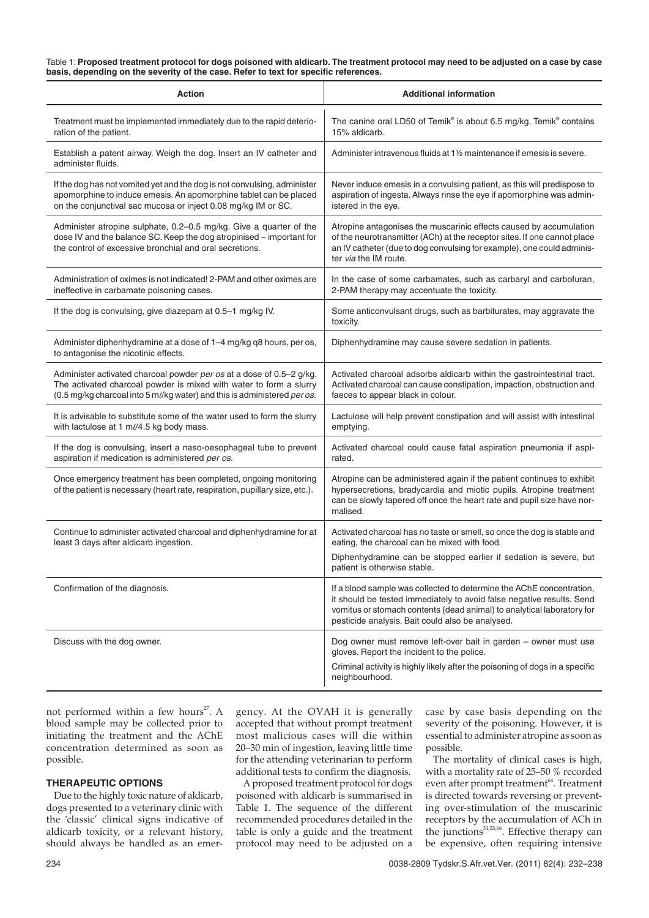Table 1: **Proposed treatment protocol for dogs poisoned with aldicarb. The treatment protocol may need to be adjusted on a case by case basis, depending on the severity of the case. Refer to text for specific references.**

| Action | Additional information |
|---|---|
| Treatment must be implemented immediately due to the rapid deterioration of the patient. | The canine oral LD50 of Temik® is about 6.5 mg/kg. Temik® contains 15% aldicarb. |
| Establish a patent airway. Weigh the dog. Insert an IV catheter and administer fluids. | Administer intravenous fluids at 1½ maintenance if emesis is severe. |
| If the dog has not vomited yet and the dog is not convulsing, administer apomorphine to induce emesis. An apomorphine tablet can be placed on the conjunctival sac mucosa or inject 0.08 mg/kg IM or SC. | Never induce emesis in a convulsing patient, as this will predispose to aspiration of ingesta. Always rinse the eye if apomorphine was administered in the eye. |
| Administer atropine sulphate, 0.2–0.5 mg/kg. Give a quarter of the dose IV and the balance SC. Keep the dog atropinised – important for the control of excessive bronchial and oral secretions. | Atropine antagonises the muscarinic effects caused by accumulation of the neurotransmitter (ACh) at the receptor sites. If one cannot place an IV catheter (due to dog convulsing for example), one could administer *via* the IM route. |
| Administration of oximes is not indicated! 2-PAM and other oximes are ineffective in carbamate poisoning cases. | In the case of some carbamates, such as carbaryl and carbofuran, 2-PAM therapy may accentuate the toxicity. |
| If the dog is convulsing, give diazepam at 0.5–1 mg/kg IV. | Some anticonvulsant drugs, such as barbiturates, may aggravate the toxicity. |
| Administer diphenhydramine at a dose of 1–4 mg/kg q8 hours, per os, to antagonise the nicotinic effects. | Diphenhydramine may cause severe sedation in patients. |
| Administer activated charcoal powder *per os* at a dose of 0.5–2 g/kg. The activated charcoal powder is mixed with water to form a slurry (0.5 mg/kg charcoal into 5 mℓ/kg water) and this is administered *per os*. | Activated charcoal adsorbs aldicarb within the gastrointestinal tract. Activated charcoal can cause constipation, impaction, obstruction and faeces to appear black in colour. |
| It is advisable to substitute some of the water used to form the slurry with lactulose at 1 mℓ/4.5 kg body mass. | Lactulose will help prevent constipation and will assist with intestinal emptying. |
| If the dog is convulsing, insert a naso-oesophageal tube to prevent aspiration if medication is administered *per os*. | Activated charcoal could cause fatal aspiration pneumonia if aspirated. |
| Once emergency treatment has been completed, ongoing monitoring of the patient is necessary (heart rate, respiration, pupillary size, etc.). | Atropine can be administered again if the patient continues to exhibit hypersecretions, bradycardia and miotic pupils. Atropine treatment can be slowly tapered off once the heart rate and pupil size have normalised. |
| Continue to administer activated charcoal and diphenhydramine for at least 3 days after aldicarb ingestion. | Activated charcoal has no taste or smell, so once the dog is stable and eating, the charcoal can be mixed with food. Diphenhydramine can be stopped earlier if sedation is severe, but patient is otherwise stable. |
| Confirmation of the diagnosis. | If a blood sample was collected to determine the AChE concentration, it should be tested immediately to avoid false negative results. Send vomitus or stomach contents (dead animal) to analytical laboratory for pesticide analysis. Bait could also be analysed. |
| Discuss with the dog owner. | Dog owner must remove left-over bait in garden – owner must use gloves. Report the incident to the police. Criminal activity is highly likely after the poisoning of dogs in a specific neighbourhood. |

not performed within a few hours[27]. A blood sample may be collected prior to initiating the treatment and the AChE concentration determined as soon as possible.

## THERAPEUTIC OPTIONS

Due to the highly toxic nature of aldicarb, dogs presented to a veterinary clinic with the 'classic' clinical signs indicative of aldicarb toxicity, or a relevant history, should always be handled as an emergency. At the OVAH it is generally accepted that without prompt treatment most malicious cases will die within 20–30 min of ingestion, leaving little time for the attending veterinarian to perform additional tests to confirm the diagnosis.

A proposed treatment protocol for dogs poisoned with aldicarb is summarised in Table 1. The sequence of the different recommended procedures detailed in the table is only a guide and the treatment protocol may need to be adjusted on a case by case basis depending on the severity of the poisoning. However, it is essential to administer atropine as soon as possible.

The mortality of clinical cases is high, with a mortality rate of 25–50 % recorded even after prompt treatment[64]. Treatment is directed towards reversing or preventing over-stimulation of the muscarinic receptors by the accumulation of ACh in the junctions[31,33,66]. Effective therapy can be expensive, often requiring intensive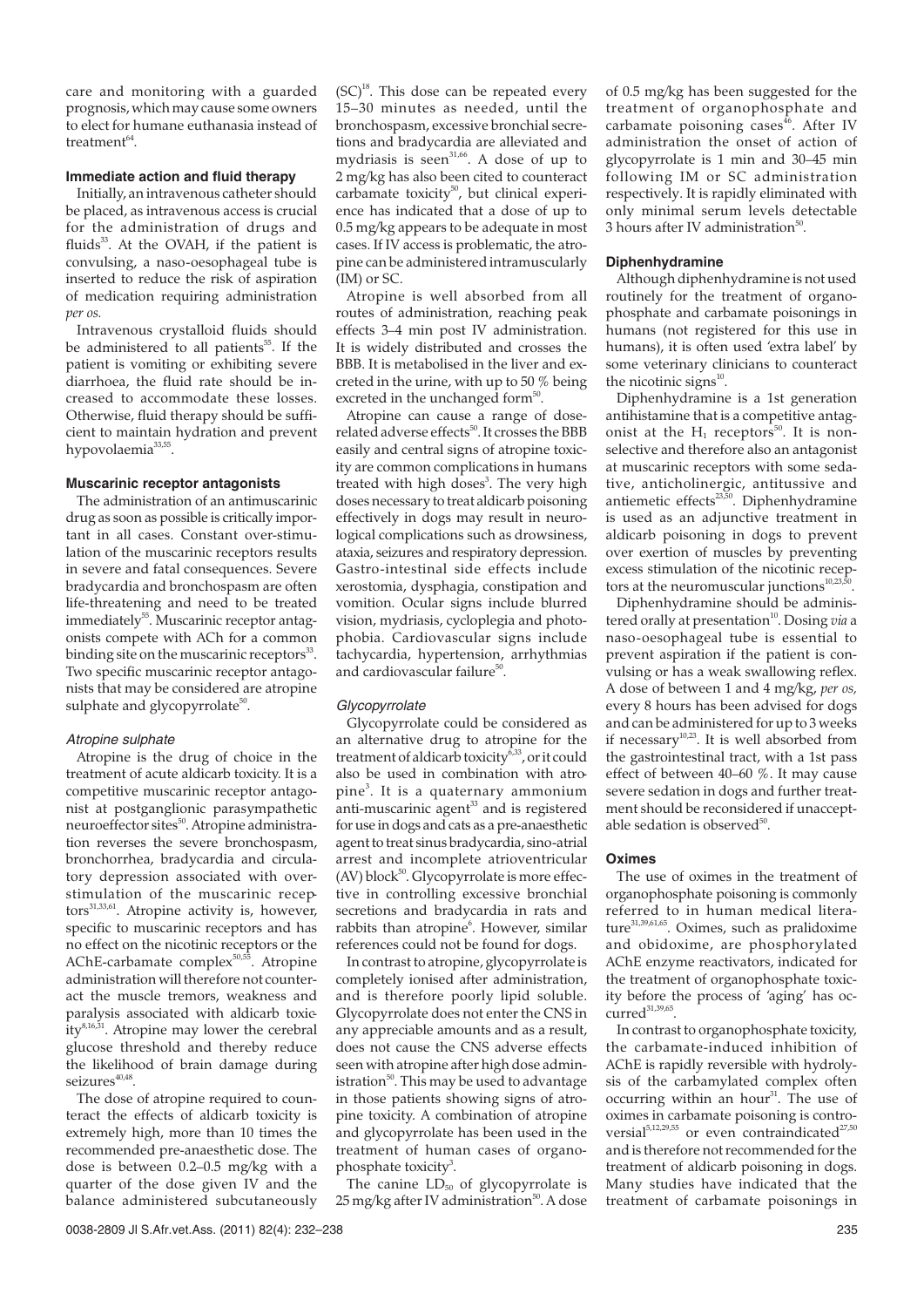care and monitoring with a guarded prognosis, which may cause some owners to elect for humane euthanasia instead of treatment[64].

### Immediate action and fluid therapy

Initially, an intravenous catheter should be placed, as intravenous access is crucial for the administration of drugs and fluids[33]. At the OVAH, if the patient is convulsing, a naso-oesophageal tube is inserted to reduce the risk of aspiration of medication requiring administration *per os.*

Intravenous crystalloid fluids should be administered to all patients[55]. If the patient is vomiting or exhibiting severe diarrhoea, the fluid rate should be increased to accommodate these losses. Otherwise, fluid therapy should be sufficient to maintain hydration and prevent hypovolaemia[33,55].

### Muscarinic receptor antagonists

The administration of an antimuscarinic drug as soon as possible is critically important in all cases. Constant over-stimulation of the muscarinic receptors results in severe and fatal consequences. Severe bradycardia and bronchospasm are often life-threatening and need to be treated immediately[55]. Muscarinic receptor antagonists compete with ACh for a common binding site on the muscarinic receptors[33]. Two specific muscarinic receptor antagonists that may be considered are atropine sulphate and glycopyrrolate[50].

#### *Atropine sulphate*

Atropine is the drug of choice in the treatment of acute aldicarb toxicity. It is a competitive muscarinic receptor antagonist at postganglionic parasympathetic neuroeffector sites[50]. Atropine administration reverses the severe bronchospasm, bronchorrhea, bradycardia and circulatory depression associated with overstimulation of the muscarinic receptors[31,33,61]. Atropine activity is, however, specific to muscarinic receptors and has no effect on the nicotinic receptors or the AChE-carbamate complex[50,55]. Atropine administration will therefore not counteract the muscle tremors, weakness and paralysis associated with aldicarb toxicity[8,16,31]. Atropine may lower the cerebral glucose threshold and thereby reduce the likelihood of brain damage during seizures[40,48].

The dose of atropine required to counteract the effects of aldicarb toxicity is extremely high, more than 10 times the recommended pre-anaesthetic dose. The dose is between 0.2–0.5 mg/kg with a quarter of the dose given IV and the balance administered subcutaneously (SC)[18]. This dose can be repeated every 15–30 minutes as needed, until the bronchospasm, excessive bronchial secretions and bradycardia are alleviated and mydriasis is seen[31,66]. A dose of up to 2 mg/kg has also been cited to counteract carbamate toxicity[50], but clinical experience has indicated that a dose of up to 0.5 mg/kg appears to be adequate in most cases. If IV access is problematic, the atropine can be administered intramuscularly (IM) or SC.

Atropine is well absorbed from all routes of administration, reaching peak effects 3–4 min post IV administration. It is widely distributed and crosses the BBB. It is metabolised in the liver and excreted in the urine, with up to 50 % being excreted in the unchanged form[50].

Atropine can cause a range of dose-related adverse effects[50]. It crosses the BBB easily and central signs of atropine toxicity are common complications in humans treated with high doses[3]. The very high doses necessary to treat aldicarb poisoning effectively in dogs may result in neurological complications such as drowsiness, ataxia, seizures and respiratory depression. Gastro-intestinal side effects include xerostomia, dysphagia, constipation and vomition. Ocular signs include blurred vision, mydriasis, cycloplegia and photophobia. Cardiovascular signs include tachycardia, hypertension, arrhythmias and cardiovascular failure[50].

#### *Glycopyrrolate*

Glycopyrrolate could be considered as an alternative drug to atropine for the treatment of aldicarb toxicity[6,33], or it could also be used in combination with atropine[3]. It is a quaternary ammonium anti-muscarinic agent[33] and is registered for use in dogs and cats as a pre-anaesthetic agent to treat sinus bradycardia, sino-atrial arrest and incomplete atrioventricular (AV) block[50]. Glycopyrrolate is more effective in controlling excessive bronchial secretions and bradycardia in rats and rabbits than atropine[6]. However, similar references could not be found for dogs.

In contrast to atropine, glycopyrrolate is completely ionised after administration, and is therefore poorly lipid soluble. Glycopyrrolate does not enter the CNS in any appreciable amounts and as a result, does not cause the CNS adverse effects seen with atropine after high dose administration[50]. This may be used to advantage in those patients showing signs of atropine toxicity. A combination of atropine and glycopyrrolate has been used in the treatment of human cases of organophosphate toxicity[3].

The canine $LD_{50}$ of glycopyrrolate is 25 mg/kg after IV administration[50]. A dose of 0.5 mg/kg has been suggested for the treatment of organophosphate and carbamate poisoning cases[46]. After IV administration the onset of action of glycopyrrolate is 1 min and 30–45 min following IM or SC administration respectively. It is rapidly eliminated with only minimal serum levels detectable 3 hours after IV administration[50].

### Diphenhydramine

Although diphenhydramine is not used routinely for the treatment of organophosphate and carbamate poisonings in humans (not registered for this use in humans), it is often used 'extra label' by some veterinary clinicians to counteract the nicotinic signs[10].

Diphenhydramine is a 1st generation antihistamine that is a competitive antagonist at the $H_1$ receptors[50]. It is non-selective and therefore also an antagonist at muscarinic receptors with some sedative, anticholinergic, antitussive and antiemetic effects[23,50]. Diphenhydramine is used as an adjunctive treatment in aldicarb poisoning in dogs to prevent over exertion of muscles by preventing excess stimulation of the nicotinic receptors at the neuromuscular junctions[10,23,50].

Diphenhydramine should be administered orally at presentation[10]. Dosing *via* a naso-oesophageal tube is essential to prevent aspiration if the patient is convulsing or has a weak swallowing reflex. A dose of between 1 and 4 mg/kg, *per os,* every 8 hours has been advised for dogs and can be administered for up to 3 weeks if necessary[10,23]. It is well absorbed from the gastrointestinal tract, with a 1st pass effect of between 40–60 %. It may cause severe sedation in dogs and further treatment should be reconsidered if unacceptable sedation is observed[50].

### Oximes

The use of oximes in the treatment of organophosphate poisoning is commonly referred to in human medical literature[31,39,61,65]. Oximes, such as pralidoxime and obidoxime, are phosphorylated AChE enzyme reactivators, indicated for the treatment of organophosphate toxicity before the process of 'aging' has occurred[31,39,65].

In contrast to organophosphate toxicity, the carbamate-induced inhibition of AChE is rapidly reversible with hydrolysis of the carbamylated complex often occurring within an hour[31]. The use of oximes in carbamate poisoning is controversial[5,12,29,55] or even contraindicated[27,50] and is therefore not recommended for the treatment of aldicarb poisoning in dogs. Many studies have indicated that the treatment of carbamate poisonings in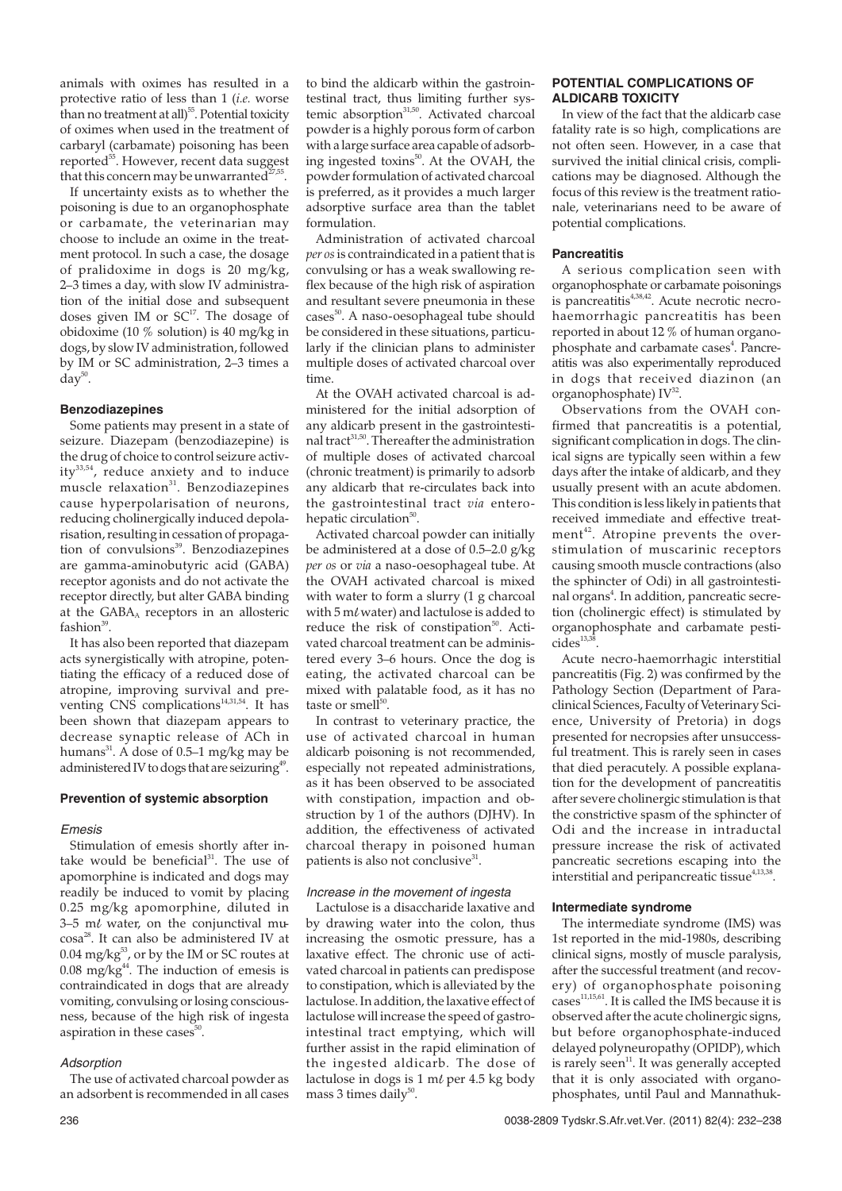animals with oximes has resulted in a protective ratio of less than 1 (*i.e.* worse than no treatment at all)[55]. Potential toxicity of oximes when used in the treatment of carbaryl (carbamate) poisoning has been reported[55]. However, recent data suggest that this concern may be unwarranted[27,55].

If uncertainty exists as to whether the poisoning is due to an organophosphate or carbamate, the veterinarian may choose to include an oxime in the treatment protocol. In such a case, the dosage of pralidoxime in dogs is 20 mg/kg, 2–3 times a day, with slow IV administration of the initial dose and subsequent doses given IM or SC[17]. The dosage of obidoxime (10 % solution) is 40 mg/kg in dogs, by slow IV administration, followed by IM or SC administration, 2–3 times a day[50].

### Benzodiazepines

Some patients may present in a state of seizure. Diazepam (benzodiazepine) is the drug of choice to control seizure activity[33,54], reduce anxiety and to induce muscle relaxation[31]. Benzodiazepines cause hyperpolarisation of neurons, reducing cholinergically induced depolarisation, resulting in cessation of propagation of convulsions[39]. Benzodiazepines are gamma-aminobutyric acid (GABA) receptor agonists and do not activate the receptor directly, but alter GABA binding at the $GABA_A$ receptors in an allosteric fashion[39].

It has also been reported that diazepam acts synergistically with atropine, potentiating the efficacy of a reduced dose of atropine, improving survival and preventing CNS complications[14,31,54]. It has been shown that diazepam appears to decrease synaptic release of ACh in humans[31]. A dose of 0.5–1 mg/kg may be administered IV to dogs that are seizuring[49].

### Prevention of systemic absorption

#### *Emesis*

Stimulation of emesis shortly after intake would be beneficial[31]. The use of apomorphine is indicated and dogs may readily be induced to vomit by placing 0.25 mg/kg apomorphine, diluted in 3–5 mℓ water, on the conjunctival mucosa[28]. It can also be administered IV at 0.04 mg/kg[53], or by the IM or SC routes at 0.08 mg/kg[44]. The induction of emesis is contraindicated in dogs that are already vomiting, convulsing or losing consciousness, because of the high risk of ingesta aspiration in these cases[50].

#### *Adsorption*

The use of activated charcoal powder as an adsorbent is recommended in all cases to bind the aldicarb within the gastrointestinal tract, thus limiting further systemic absorption[31,50]. Activated charcoal powder is a highly porous form of carbon with a large surface area capable of adsorbing ingested toxins[50]. At the OVAH, the powder formulation of activated charcoal is preferred, as it provides a much larger adsorptive surface area than the tablet formulation.

Administration of activated charcoal *per os* is contraindicated in a patient that is convulsing or has a weak swallowing reflex because of the high risk of aspiration and resultant severe pneumonia in these cases[50]. A naso-oesophageal tube should be considered in these situations, particularly if the clinician plans to administer multiple doses of activated charcoal over time.

At the OVAH activated charcoal is administered for the initial adsorption of any aldicarb present in the gastrointestinal tract[31,50]. Thereafter the administration of multiple doses of activated charcoal (chronic treatment) is primarily to adsorb any aldicarb that re-circulates back into the gastrointestinal tract *via* enterohepatic circulation[50].

Activated charcoal powder can initially be administered at a dose of 0.5–2.0 g/kg *per os* or *via* a naso-oesophageal tube. At the OVAH activated charcoal is mixed with water to form a slurry (1 g charcoal with 5 mℓ water) and lactulose is added to reduce the risk of constipation[50]. Activated charcoal treatment can be administered every 3–6 hours. Once the dog is eating, the activated charcoal can be mixed with palatable food, as it has no taste or smell[50].

In contrast to veterinary practice, the use of activated charcoal in human aldicarb poisoning is not recommended, especially not repeated administrations, as it has been observed to be associated with constipation, impaction and obstruction by 1 of the authors (DJHV). In addition, the effectiveness of activated charcoal therapy in poisoned human patients is also not conclusive[31].

#### *Increase in the movement of ingesta*

Lactulose is a disaccharide laxative and by drawing water into the colon, thus increasing the osmotic pressure, has a laxative effect. The chronic use of activated charcoal in patients can predispose to constipation, which is alleviated by the lactulose. In addition, the laxative effect of lactulose will increase the speed of gastrointestinal tract emptying, which will further assist in the rapid elimination of the ingested aldicarb. The dose of lactulose in dogs is 1 mℓ per 4.5 kg body mass 3 times daily[50].

## POTENTIAL COMPLICATIONS OF ALDICARB TOXICITY

In view of the fact that the aldicarb case fatality rate is so high, complications are not often seen. However, in a case that survived the initial clinical crisis, complications may be diagnosed. Although the focus of this review is the treatment rationale, veterinarians need to be aware of potential complications.

### Pancreatitis

A serious complication seen with organophosphate or carbamate poisonings is pancreatitis[4,38,42]. Acute necrotic necrohaemorrhagic pancreatitis has been reported in about 12 % of human organophosphate and carbamate cases[4]. Pancreatitis was also experimentally reproduced in dogs that received diazinon (an organophosphate) IV[32].

Observations from the OVAH confirmed that pancreatitis is a potential, significant complication in dogs. The clinical signs are typically seen within a few days after the intake of aldicarb, and they usually present with an acute abdomen. This condition is less likely in patients that received immediate and effective treatment[42]. Atropine prevents the overstimulation of muscarinic receptors causing smooth muscle contractions (also the sphincter of Odi) in all gastrointestinal organs[4]. In addition, pancreatic secretion (cholinergic effect) is stimulated by organophosphate and carbamate pesticides[13,38].

Acute necro-haemorrhagic interstitial pancreatitis (Fig. 2) was confirmed by the Pathology Section (Department of Paraclinical Sciences, Faculty of Veterinary Science, University of Pretoria) in dogs presented for necropsies after unsuccessful treatment. This is rarely seen in cases that died peracutely. A possible explanation for the development of pancreatitis after severe cholinergic stimulation is that the constrictive spasm of the sphincter of Odi and the increase in intraductal pressure increase the risk of activated pancreatic secretions escaping into the interstitial and peripancreatic tissue[4,13,38].

### Intermediate syndrome

The intermediate syndrome (IMS) was 1st reported in the mid-1980s, describing clinical signs, mostly of muscle paralysis, after the successful treatment (and recovery) of organophosphate poisoning cases[11,15,61]. It is called the IMS because it is observed after the acute cholinergic signs, but before organophosphate-induced delayed polyneuropathy (OPIDP), which is rarely seen[11]. It was generally accepted that it is only associated with organophosphates, until Paul and Mannathuk-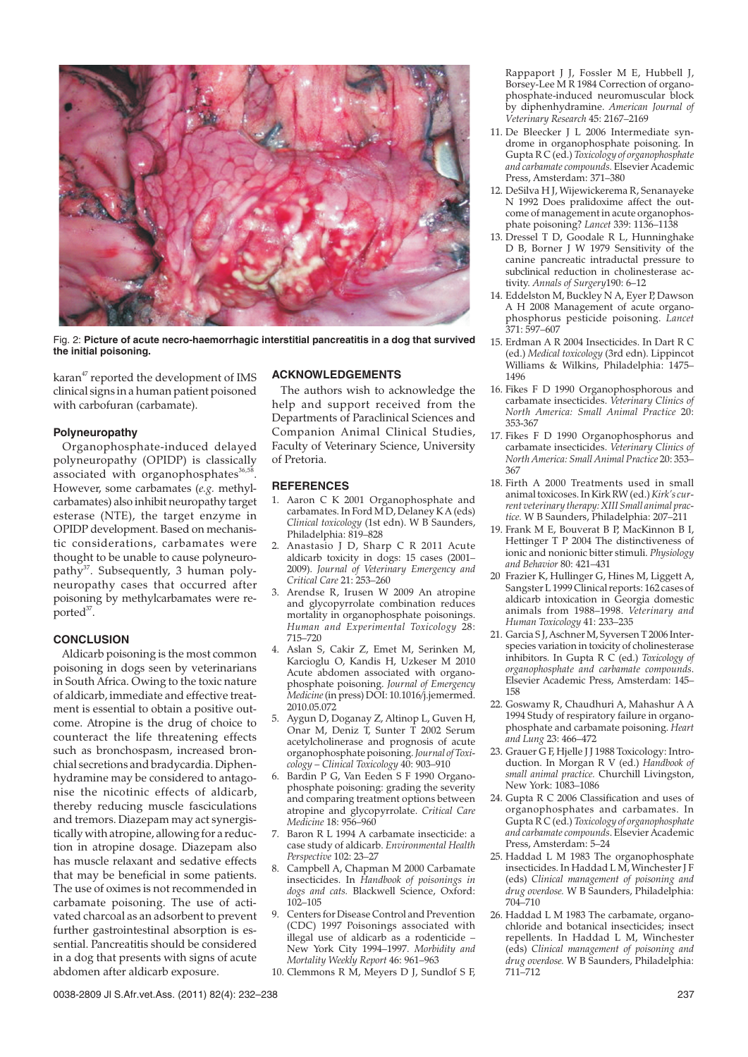Fig. 2: **Picture of acute necro-haemorrhagic interstitial pancreatitis in a dog that survived the initial poisoning.**

karan[47] reported the development of IMS clinical signs in a human patient poisoned with carbofuran (carbamate).

### Polyneuropathy

Organophosphate-induced delayed polyneuropathy (OPIDP) is classically associated with organophosphates[36,58]. However, some carbamates (*e.g.* methylcarbamates) also inhibit neuropathy target esterase (NTE), the target enzyme in OPIDP development. Based on mechanistic considerations, carbamates were thought to be unable to cause polyneuropathy[37]. Subsequently, 3 human polyneuropathy cases that occurred after poisoning by methylcarbamates were reported[37].

## CONCLUSION

Aldicarb poisoning is the most common poisoning in dogs seen by veterinarians in South Africa. Owing to the toxic nature of aldicarb, immediate and effective treatment is essential to obtain a positive outcome. Atropine is the drug of choice to counteract the life threatening effects such as bronchospasm, increased bronchial secretions and bradycardia. Diphenhydramine may be considered to antagonise the nicotinic effects of aldicarb, thereby reducing muscle fasciculations and tremors. Diazepam may act synergistically with atropine, allowing for a reduction in atropine dosage. Diazepam also has muscle relaxant and sedative effects that may be beneficial in some patients. The use of oximes is not recommended in carbamate poisoning. The use of activated charcoal as an adsorbent to prevent further gastrointestinal absorption is essential. Pancreatitis should be considered in a dog that presents with signs of acute abdomen after aldicarb exposure.

## ACKNOWLEDGEMENTS

The authors wish to acknowledge the help and support received from the Departments of Paraclinical Sciences and Companion Animal Clinical Studies, Faculty of Veterinary Science, University of Pretoria.

## REFERENCES

1. Aaron C K 2001 Organophosphate and carbamates. In Ford M D, Delaney K A (eds) *Clinical toxicology* (1st edn). W B Saunders, Philadelphia: 819–828
2. Anastasio J D, Sharp C R 2011 Acute aldicarb toxicity in dogs: 15 cases (2001–2009). *Journal of Veterinary Emergency and Critical Care* 21: 253–260
3. Arendse R, Irusen W 2009 An atropine and glycopyrrolate combination reduces mortality in organophosphate poisonings. *Human and Experimental Toxicology* 28: 715–720
4. Aslan S, Cakir Z, Emet M, Serinken M, Karcioglu O, Kandis H, Uzkeser M 2010 Acute abdomen associated with organophosphate poisoning. *Journal of Emergency Medicine* (in press) DOI: 10.1016/j.jemermed.2010.05.072
5. Aygun D, Doganay Z, Altinop L, Guven H, Onar M, Deniz T, Sunter T 2002 Serum acetylcholinerase and prognosis of acute organophosphate poisoning. *Journal of Toxicology – Clinical Toxicology* 40: 903–910
6. Bardin P G, Van Eeden S F 1990 Organophosphate poisoning: grading the severity and comparing treatment options between atropine and glycopyrrolate. *Critical Care Medicine* 18: 956–960
7. Baron R L 1994 A carbamate insecticide: a case study of aldicarb. *Environmental Health Perspective* 102: 23–27
8. Campbell A, Chapman M 2000 Carbamate insecticides. In *Handbook of poisonings in dogs and cats.* Blackwell Science, Oxford: 102–105
9. Centers for Disease Control and Prevention (CDC) 1997 Poisonings associated with illegal use of aldicarb as a rodenticide – New York City 1994–1997. *Morbidity and Mortality Weekly Report* 46: 961–963
10. Clemmons R M, Meyers D J, Sundlof S F, Rappaport J J, Fossler M E, Hubbell J, Borsey-Lee M R 1984 Correction of organophosphate-induced neuromuscular block by diphenhydramine. *American Journal of Veterinary Research* 45: 2167–2169
11. De Bleecker J L 2006 Intermediate syndrome in organophosphate poisoning. In Gupta R C (ed.) *Toxicology of organophosphate and carbamate compounds.* Elsevier Academic Press, Amsterdam: 371–380
12. DeSilva H J, Wijewickerema R, Senanayeke N 1992 Does pralidoxime affect the outcome of management in acute organophosphate poisoning? *Lancet* 339: 1136–1138
13. Dressel T D, Goodale R L, Hunninghake D B, Borner J W 1979 Sensitivity of the canine pancreatic intraductal pressure to subclinical reduction in cholinesterase activity. *Annals of Surgery* 190: 6–12
14. Eddelston M, Buckley N A, Eyer P, Dawson A H 2008 Management of acute organophosphorus pesticide poisoning. *Lancet* 371: 597–607
15. Erdman A R 2004 Insecticides. In Dart R C (ed.) *Medical toxicology* (3rd edn). Lippincot Williams & Wilkins, Philadelphia: 1475–1496
16. Fikes F D 1990 Organophosphorous and carbamate insecticides. *Veterinary Clinics of North America: Small Animal Practice* 20: 353-367
17. Fikes F D 1990 Organophosphorus and carbamate insecticides. *Veterinary Clinics of North America: Small Animal Practice* 20: 353–367
18. Firth A 2000 Treatments used in small animal toxicoses. In Kirk R W (ed.) *Kirk's current veterinary therapy: XIII Small animal practice.* W B Saunders, Philadelphia: 207–211
19. Frank M E, Bouverat B P, MacKinnon B I, Hettinger T P 2004 The distinctiveness of ionic and nonionic bitter stimuli. *Physiology and Behavior* 80: 421–431
20. Frazier K, Hullinger G, Hines M, Liggett A, Sangster L 1999 Clinical reports: 162 cases of aldicarb intoxication in Georgia domestic animals from 1988–1998. *Veterinary and Human Toxicology* 41: 233–235
21. Garcia S J, Aschner M, Syversen T 2006 Interspecies variation in toxicity of cholinesterase inhibitors. In Gupta R C (ed.) *Toxicology of organophosphate and carbamate compounds*. Elsevier Academic Press, Amsterdam: 145–158
22. Goswamy R, Chaudhuri A, Mahashur A A 1994 Study of respiratory failure in organophosphate and carbamate poisoning. *Heart and Lung* 23: 466–472
23. Grauer G F, Hjelle J J 1988 Toxicology: Introduction. In Morgan R V (ed.) *Handbook of small animal practice.* Churchill Livingston, New York: 1083–1086
24. Gupta R C 2006 Classification and uses of organophosphates and carbamates. In Gupta R C (ed.) *Toxicology of organophosphate and carbamate compounds*. Elsevier Academic Press, Amsterdam: 5–24
25. Haddad L M 1983 The organophosphate insecticides. In Haddad L M, Winchester J F (eds) *Clinical management of poisoning and drug overdose.* W B Saunders, Philadelphia: 704–710
26. Haddad L M 1983 The carbamate, organochloride and botanical insecticides; insect repellents. In Haddad L M, Winchester (eds) *Clinical management of poisoning and drug overdose.* W B Saunders, Philadelphia: 711–712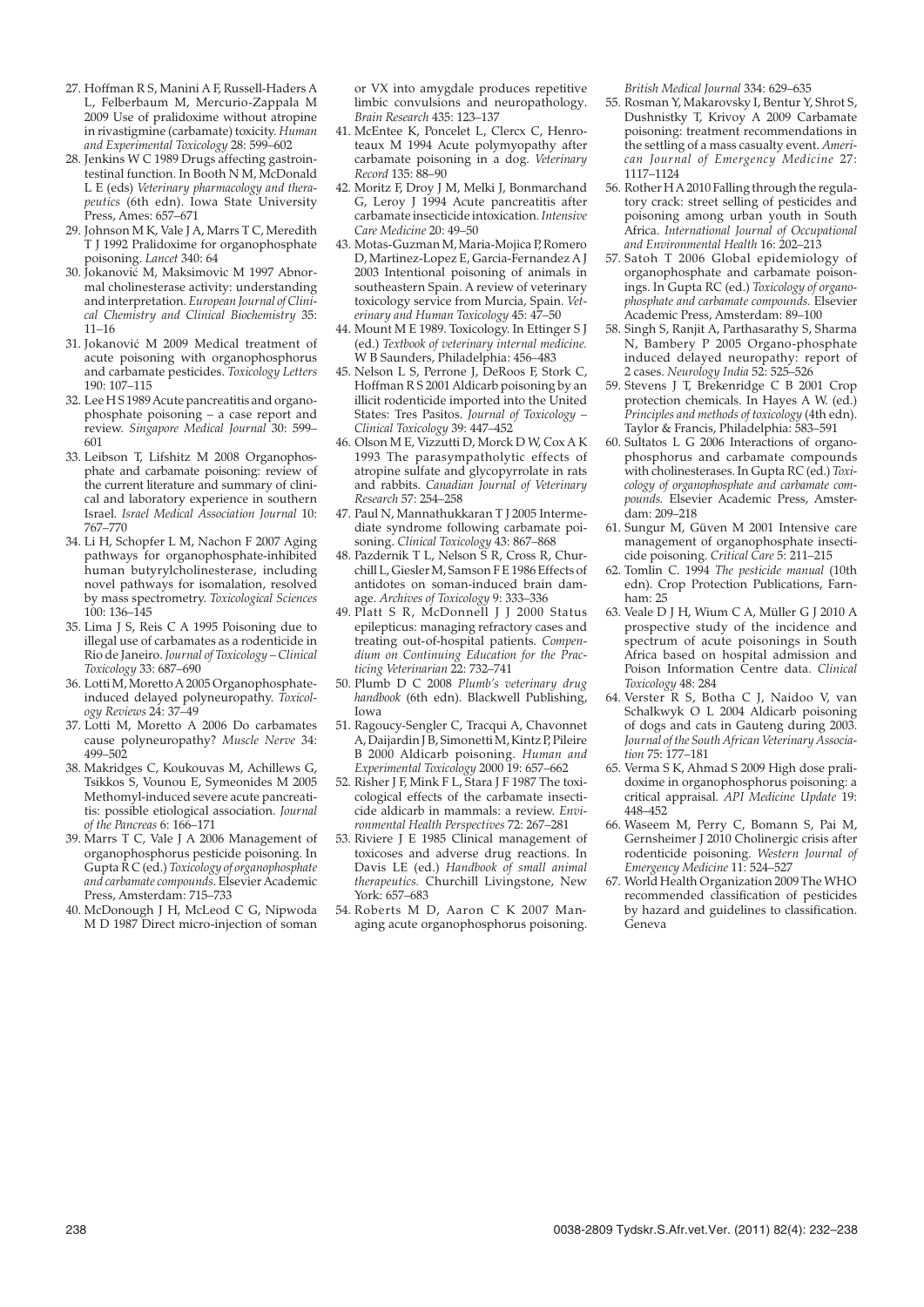27. Hoffman R S, Manini A F, Russell-Haders A L, Felberbaum M, Mercurio-Zappala M 2009 Use of pralidoxime without atropine in rivastigmine (carbamate) toxicity. *Human and Experimental Toxicology* 28: 599–602
28. Jenkins W C 1989 Drugs affecting gastrointestinal function. In Booth N M, McDonald L E (eds) *Veterinary pharmacology and therapeutics* (6th edn). Iowa State University Press, Ames: 657–671
29. Johnson M K, Vale J A, Marrs T C, Meredith T J 1992 Pralidoxime for organophosphate poisoning. *Lancet* 340: 64
30. Jokanović M, Maksimovic M 1997 Abnormal cholinesterase activity: understanding and interpretation. *European Journal of Clinical Chemistry and Clinical Biochemistry* 35: 11–16
31. Jokanović M 2009 Medical treatment of acute poisoning with organophosphorus and carbamate pesticides. *Toxicology Letters* 190: 107–115
32. Lee H S 1989 Acute pancreatitis and organophosphate poisoning – a case report and review. *Singapore Medical Journal* 30: 599–601
33. Leibson T, Lifshitz M 2008 Organophosphate and carbamate poisoning: review of the current literature and summary of clinical and laboratory experience in southern Israel. *Israel Medical Association Journal* 10: 767–770
34. Li H, Schopfer L M, Nachon F 2007 Aging pathways for organophosphate-inhibited human butyrylcholinesterase, including novel pathways for isomalation, resolved by mass spectrometry. *Toxicological Sciences* 100: 136–145
35. Lima J S, Reis C A 1995 Poisoning due to illegal use of carbamates as a rodenticide in Rio de Janeiro. *Journal of Toxicology – Clinical Toxicology* 33: 687–690
36. Lotti M, Moretto A 2005 Organophosphate-induced delayed polyneuropathy. *Toxicology Reviews* 24: 37–49
37. Lotti M, Moretto A 2006 Do carbamates cause polyneuropathy? *Muscle Nerve* 34: 499–502
38. Makridges C, Koukouvas M, Achillews G, Tsikkos S, Vounou E, Symeonides M 2005 Methomyl-induced severe acute pancreatitis: possible etiological association. *Journal of the Pancreas* 6: 166–171
39. Marrs T C, Vale J A 2006 Management of organophosphorus pesticide poisoning. In Gupta R C (ed.) *Toxicology of organophosphate and carbamate compounds*. Elsevier Academic Press, Amsterdam: 715–733
40. McDonough J H, McLeod C G, Nipwoda M D 1987 Direct micro-injection of soman or VX into amygdale produces repetitive limbic convulsions and neuropathology. *Brain Research* 435: 123–137
41. McEntee K, Poncelet L, Clercx C, Henroteaux M 1994 Acute polymyopathy after carbamate poisoning in a dog. *Veterinary Record* 135: 88–90
42. Moritz F, Droy J M, Melki J, Bonmarchand G, Leroy J 1994 Acute pancreatitis after carbamate insecticide intoxication. *Intensive Care Medicine* 20: 49–50
43. Motas-Guzman M, Maria-Mojica P, Romero D, Martinez-Lopez E, Garcia-Fernandez A J 2003 Intentional poisoning of animals in southeastern Spain. A review of veterinary toxicology service from Murcia, Spain. *Veterinary and Human Toxicology* 45: 47–50
44. Mount M E 1989. Toxicology. In Ettinger S J (ed.) *Textbook of veterinary internal medicine.* W B Saunders, Philadelphia: 456–483
45. Nelson L S, Perrone J, DeRoos F, Stork C, Hoffman R S 2001 Aldicarb poisoning by an illicit rodenticide imported into the United States: Tres Pasitos. *Journal of Toxicology – Clinical Toxicology* 39: 447–452
46. Olson M E, Vizzutti D, Morck D W, Cox A K 1993 The parasympatholytic effects of atropine sulfate and glycopyrrolate in rats and rabbits. *Canadian Journal of Veterinary Research* 57: 254–258
47. Paul N, Mannathukkaran T J 2005 Intermediate syndrome following carbamate poisoning. *Clinical Toxicology* 43: 867–868
48. Pazdernik T L, Nelson S R, Cross R, Churchill L, Giesler M, Samson F E 1986 Effects of antidotes on soman-induced brain damage. *Archives of Toxicology* 9: 333–336
49. Platt S R, McDonnell J J 2000 Status epilepticus: managing refractory cases and treating out-of-hospital patients. *Compendium on Continuing Education for the Practicing Veterinarian* 22: 732–741
50. Plumb D C 2008 *Plumb's veterinary drug handbook* (6th edn). Blackwell Publishing, Iowa
51. Ragoucy-Sengler C, Tracqui A, Chavonnet A, Daijardin J B, Simonetti M, Kintz P, Pileire B 2000 Aldicarb poisoning. *Human and Experimental Toxicology* 2000 19: 657–662
52. Risher J F, Mink F L, Stara J F 1987 The toxicological effects of the carbamate insecticide aldicarb in mammals: a review. *Environmental Health Perspectives* 72: 267–281
53. Riviere J E 1985 Clinical management of toxicoses and adverse drug reactions. In Davis LE (ed.) *Handbook of small animal therapeutics.* Churchill Livingstone, New York: 657–683
54. Roberts M D, Aaron C K 2007 Managing acute organophosphorus poisoning. *British Medical Journal* 334: 629–635
55. Rosman Y, Makarovsky I, Bentur Y, Shrot S, Dushnistky T, Krivoy A 2009 Carbamate poisoning: treatment recommendations in the settling of a mass casualty event. *American Journal of Emergency Medicine* 27: 1117–1124
56. Rother H A 2010 Falling through the regulatory crack: street selling of pesticides and poisoning among urban youth in South Africa. *International Journal of Occupational and Environmental Health* 16: 202–213
57. Satoh T 2006 Global epidemiology of organophosphate and carbamate poisonings. In Gupta RC (ed.) *Toxicology of organophosphate and carbamate compounds.* Elsevier Academic Press, Amsterdam: 89–100
58. Singh S, Ranjit A, Parthasarathy S, Sharma N, Bambery P 2005 Organo-phosphate induced delayed neuropathy: report of 2 cases. *Neurology India* 52: 525–526
59. Stevens J T, Brekenridge C B 2001 Crop protection chemicals. In Hayes A W. (ed.) *Principles and methods of toxicology* (4th edn). Taylor & Francis, Philadelphia: 583–591
60. Sultatos L G 2006 Interactions of organophosphorus and carbamate compounds with cholinesterases. In Gupta RC (ed.) *Toxicology of organophosphate and carbamate compounds.* Elsevier Academic Press, Amsterdam: 209–218
61. Sungur M, Güven M 2001 Intensive care management of organophosphate insecticide poisoning. *Critical Care* 5: 211–215
62. Tomlin C. 1994 *The pesticide manual* (10th edn). Crop Protection Publications, Farnham: 25
63. Veale D J H, Wium C A, Müller G J 2010 A prospective study of the incidence and spectrum of acute poisonings in South Africa based on hospital admission and Poison Information Centre data. *Clinical Toxicology* 48: 284
64. Verster R S, Botha C J, Naidoo V, van Schalkwyk O L 2004 Aldicarb poisoning of dogs and cats in Gauteng during 2003. *Journal of the South African Veterinary Association* 75: 177–181
65. Verma S K, Ahmad S 2009 High dose pralidoxime in organophosphorus poisoning: a critical appraisal. *API Medicine Update* 19: 448–452
66. Waseem M, Perry C, Bomann S, Pai M, Gernsheimer J 2010 Cholinergic crisis after rodenticide poisoning. *Western Journal of Emergency Medicine* 11: 524–527
67. World Health Organization 2009 The WHO recommended classification of pesticides by hazard and guidelines to classification. Geneva